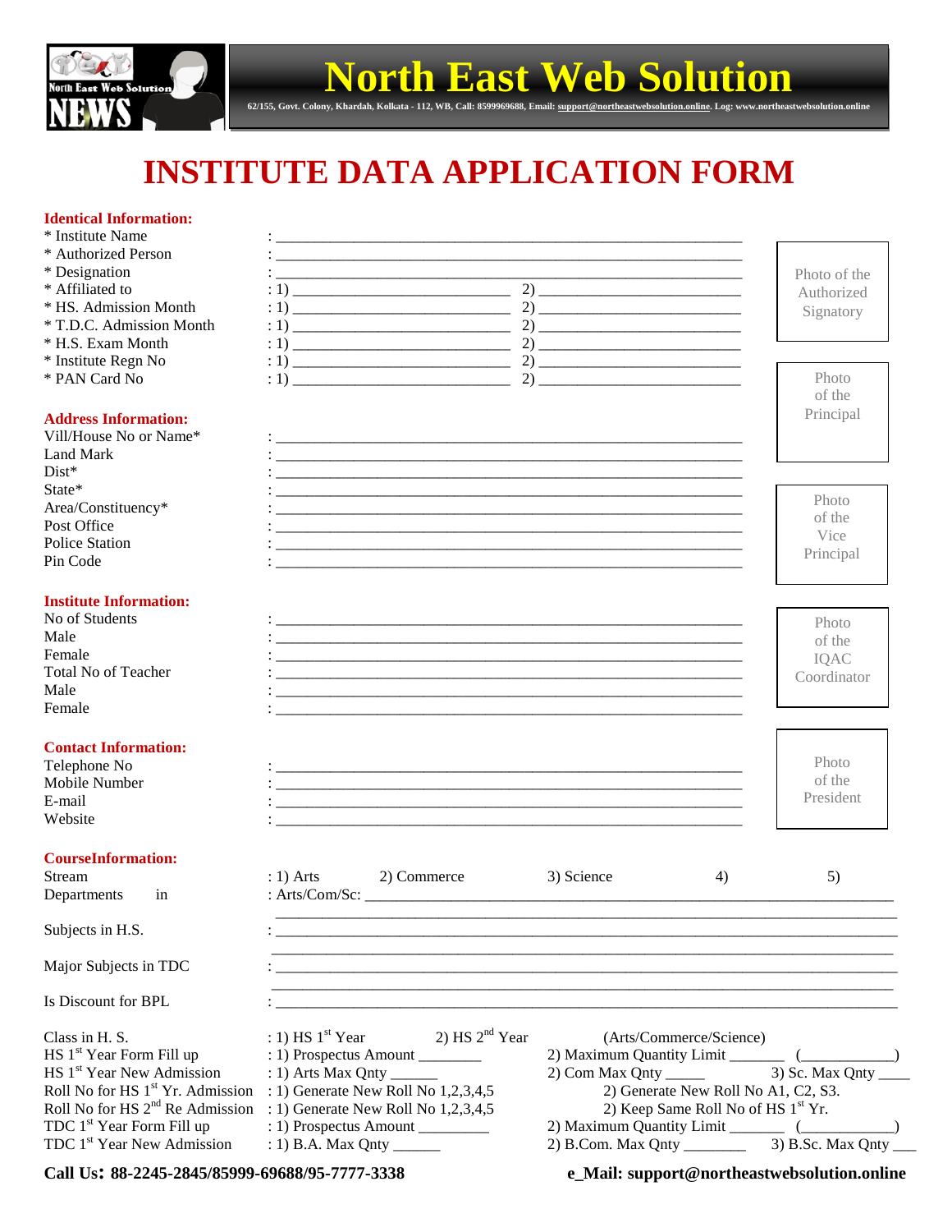# North East Web Solution

62/155, Govt. Colony, Khardah, Kolkata - 112, WB, Call: 8599969688, Email: support@northeastwebsolution.online. Log: www.northeastwebsolution.online

# INSTITUTE DATA APPLICATION FORM

**Identical Information:**

* Institute Name : ____________________________________________
* Authorized Person : ____________________________________________
* Designation : ____________________________________________
* Affiliated to : 1) ______________________ 2) ______________________
* HS. Admission Month : 1) ______________________ 2) ______________________
* T.D.C. Admission Month : 1) ______________________ 2) ______________________
* H.S. Exam Month : 1) ______________________ 2) ______________________
* Institute Regn No : 1) ______________________ 2) ______________________
* PAN Card No : 1) ______________________ 2) ______________________

Photo of the Authorized Signatory

Photo of the Principal

Photo of the Vice Principal

Photo of the IQAC Coordinator

Photo of the President

**Address Information:**

Vill/House No or Name* : ____________________________________________
Land Mark : ____________________________________________
Dist* : ____________________________________________
State* : ____________________________________________
Area/Constituency* : ____________________________________________
Post Office : ____________________________________________
Police Station : ____________________________________________
Pin Code : ____________________________________________

**Institute Information:**

No of Students : ____________________________________________
Male : ____________________________________________
Female : ____________________________________________
Total No of Teacher : ____________________________________________
Male : ____________________________________________
Female : ____________________________________________

**Contact Information:**

Telephone No : ____________________________________________
Mobile Number : ____________________________________________
E-mail : ____________________________________________
Website : ____________________________________________

**CourseInformation:**

Stream : 1) Arts 2) Commerce 3) Science 4) 5)
Departments in : Arts/Com/Sc: ____________________________________________
____________________________________________
Subjects in H.S. : ____________________________________________
____________________________________________
Major Subjects in TDC : ____________________________________________
____________________________________________
Is Discount for BPL : ____________________________________________

Class in H. S. : 1) HS 1st Year 2) HS 2nd Year (Arts/Commerce/Science)
HS 1st Year Form Fill up : 1) Prospectus Amount ________ 2) Maximum Quantity Limit _______ (____________)
HS 1st Year New Admission : 1) Arts Max Qnty ______ 2) Com Max Qnty _____ 3) Sc. Max Qnty ____
Roll No for HS 1st Yr. Admission : 1) Generate New Roll No 1,2,3,4,5 2) Generate New Roll No A1, C2, S3.
Roll No for HS 2nd Re Admission : 1) Generate New Roll No 1,2,3,4,5 2) Keep Same Roll No of HS 1st Yr.
TDC 1st Year Form Fill up : 1) Prospectus Amount _________ 2) Maximum Quantity Limit _______ (____________)
TDC 1st Year New Admission : 1) B.A. Max Qnty ______ 2) B.Com. Max Qnty ________ 3) B.Sc. Max Qnty ___

**Call Us: 88-2245-2845/85999-69688/95-7777-3338** **e_Mail: support@northeastwebsolution.online**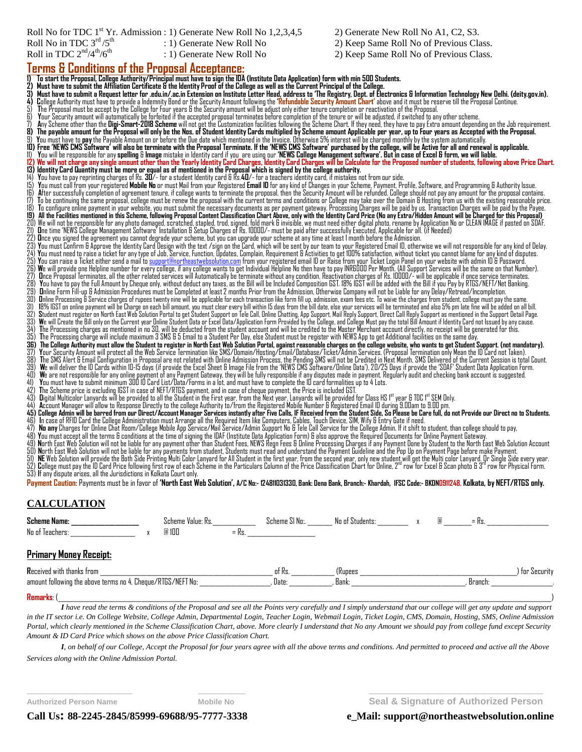Roll No for TDC 1st Yr. Admission : 1) Generate New Roll No 1,2,3,4,5 2) Generate New Roll No A1, C2, S3.
Roll No in TDC 3rd/5th : 1) Generate New Roll No 2) Keep Same Roll No of Previous Class.
Roll in TDC 2nd/4th/6th : 1) Generate New Roll No 2) Keep Same Roll No of Previous Class.

## Terms & Conditions of the Proposal Acceptance:

1) **To start the Proposal, College Authority/Principal must have to sign the IDA (Institute Data Application) form with min 500 Students.**
2) **Must have to submit the Affiliation Certificate & the Identity Proof of the College as well as the Current Principal of the College.**
3) **Must have to submit a Request letter for .edu.in/.ac.in Extension on Institute Letter Head, address to 'The Registry, Dept. of Electronics & Information Technology New Delhi. (deity.gov.in).**
4) College Authority must have to provide a Indemnity Bond or the Security Amount following the **'Refundable Security Amount Chart'** above and it must be reserve till the Proposal Continue.
5) The Proposal must be accept by the College for Four years & the Security amount will be adjust only either tenure completion or reactivation of the Proposal.
6) Your Security amount will automatically be forfeited if the accepted proposal terminates before completion of the tenure or will be adjusted, if switched to any other scheme.
7) Any Scheme other than the **Digi-Smart-2018 Scheme** will not get the Customization facilities following the Scheme Chart. If they need, they have to pay Extra amount depending on the Job requirement.
8) **The payable amount for the Proposal will only be the Nos. of Student Identity Cards multiplied by Scheme amount Applicable per year, up to Four years as Accepted with the Proposal.**
9) You must have to **pay** the Payable Amount on or before the Due date which mentioned in the Invoice. Otherwise 5% interest will be charged monthly by the system automatically.
10) **Free 'NEWS CMS Software' will also be terminate with the Proposal Terminate. If the 'NEWS CMS Software' purchased by the college, will be Active for all and renewal is applicable.**
11) You will be responsible for any **spelling** & **Image** mistake in Identity card if you are using our **'NEWS College Management software'. But in case of Excel & form, we will liable.**
12) **We will not charge any single amount other than the Yearly Identity Card Charges, Identity Card Charges will be Calculate for the Proposed number of students, following above Price Chart.**
13) **Identity Card Quantity must be more or equal as of mentioned in the Proposal which is signed by the college authority.**
14) You have to pay reprinting charges of Rs. **30**/- for a student Identity card & Rs.**40**/- for a teachers identity card, if mistakes not from our side.
15) You must call from your registered **Mobile No** or must Mail from your Registered **Email ID** for any kind of Changes in your Scheme, Payment, Profile, Software, and Programming & Authority Issue.
16) After successfully completion of agreement tenure, if college wants to terminate the proposal, then the Security Amount will be refunded. College should not pay any amount for the proposal contains.
17) To be continuing the same proposal, college must be renew the proposal with the current terms and conditions or College may take over the Domain & Hosting from us with the existing reasonable price.
18) To configure online payment in your website, you must submit the necessary documents as per payment gateway. Processing Charges will be paid by us. Transaction Charges will be paid by the Payee.
19) **All the Facilities mentioned in this Scheme, following Proposal Content Classification Chart Above, only with the Identity Card Price (No any Extra/Hidden Amount will be Charged for this Proposal)**
20) We will not be responsible for any photo damaged, scratched, stapled, trod, signed, fold mark & invisible, we must need either digital photo, rename by Application No or CLEAN IMAGE if pasted on SDAF.
21) One time 'NEWS College Management Software' Installation & Setup Charges of Rs. 10000/- must be paid after successfully Execution, Applicable for all. (if Needed)
22) Once you signed the agreement you cannot degrade your scheme, but you can upgrade your scheme at any time at least 1 month before the Admission.
23) You must Confirm & Approve the Identity Card Design with the text /sign on the Card, which will be sent by our team to your Registered Email ID, otherwise we will not responsible for any kind of Delay.
24) You must need to raise a ticket for any type of Job, Service, Function, Updates, Complain, Requirement & Activities to get 100% satisfaction, without ticket you cannot blame for any kind of disputes.
25) You can raise a Ticket either send a mail to support@northeastwebsolution.com from your registered email ID or Raise from your Ticket Login Panel on your website with admin ID & Password.
26) We will provide one Helpline number for every college, if any college wants to get Individual Helpline No then have to pay INR6000 Per Month. (All Support Services will be the same on that Number).
27) Once Proposal Terminates, all the other related services will Automatically be terminate without any condition, Reactivation charges of Rs. 10000/- will be applicable if once service terminates.
28) You have to pay the Full Amount by Cheque only, without deduct any taxes, as the Bill will be Included Composition GST. 18% IGST will be added with the Bill if you Pay by RTGS/NEFT/Net Banking.
29) Online Form Fill-up & Admission Procedures must be Completed at least 2 months Prior from the Admission, Otherwise Company will not be Liable for any Delay/Retread/Incompletion.
30) Online Processing & Service charges of rupees twenty nine will be applicable for each transaction like form fill up, admission, exam fees etc. To waive the charges from student, college must pay the same.
31) 18% IGST on online payment will be Charge on each bill amount, you must clear every bill within 15 days from the bill date, else your services will be terminated and also 5% pm late fine will be added on all bill.
32) Student must register on North East Web Solution Portal to get Student Support on Tele Call, Online Chatting, App Support, Mail Reply Support, Direct Call Reply Support as mentioned in the Support Detail Page.
33) We will Create the Bill only on the Current year Online Student Data or Excel Data/Application Form Provided by the College, and College Must pay the total Bill Amount if Identity Card not Issued by any cause.
34) The Processing charges as mentioned in no 30, will be deducted from the student account and will be credited to the Master Merchant account directly, no receipt will be generated for this.
35) The Processing charge will include maximum 3 SMS & 5 Email to a Student Per Day, else Student must be register with NEWS App to get Additional facilities on the same day.
36) **The College Authority must allow the Student to register in North East Web Solution Portal, against reasonable charges on the college website, who wants to get Student Support. (not mandatory).**
37) Your Security Amount will protect all the Web Service Termination like SMS/Domain/Hosting/Email/Database/Ticket/Admin Services. (Proposal Termination only Mean the ID Card not Taken).
38) The SMS Alert & Email Configuration in Proposal are not related with Online Admission Process, the Pending SMS will not be Credited in Next Month, SMS Delivered of the Current Session is total Count.
39) We will deliver the ID Cards within 10-15 days (if provide the Excel Sheet & Image File from the 'NEWS CMS Software/Online Data'), 20/25 Days if provide the 'SDAF' Student Data Application Form.
40) We are not responsible for any online payment of any Payment Gateway, they will be fully responsible if any disputes made in payment. Regularly audit and checking bank account is suggested.
41) You must have to submit minimum 300 ID Card List/Data/Forms in a lot, and must have to complete the ID card formalities up to 4 Lots.
42) The Scheme price is excluding IGST in case of NEFT/RTGS payment, and in case of cheque payment, the Price is included GST.
43) Digital Multicolor Lanyards will be provided to all the Student in the First year, from the Next year, Lanyards will be provided for Class HS 1st year & TDC 1st SEM Only.
44) Account Manager will allow to Response Directly to the college Authority to/from the Registered Mobile Number & Registered Email ID during 9.00am to 9.00 pm.
45) **College Admin will be barred from our Direct/Account Manager Services instantly after Five Calls, IF Received from the Student Side, So Please be Care full, do not Provide our Direct no to Students.**
46) In case of RFID Card the College Administration must Arrange all the Required Item like Computers, Cables, Touch Device, SIM, Wify & Entry Gate if need.
47) **No any** Charges for Online Chat Room/College Mobile App Service/Mail Service/Admin Support No & Tele Call Service for the College Admin. If it shift to student, than college should to pay,
48) You must accept all the terms & conditions at the time of signing the IDAF (Institute Data Application Form) & also approve the Required Documents for Online Payment Gateway.
49) North East Web Solution will not be liable for any payment other than Student Fees, NEWS Regn Fees & Online Processing Charges if any Payment Done by Student to the North East Web Solution Account
50) North East Web Solution will not be liable for any payments from student, Students must read and understand the Payment Guideline and the Pop Up on Payment Page before make Payment.
51) NE Web Solution will provide the Both Side Printing Multi Color Lanyard for All Student in the first year, from the second year, only new student will get the Multi color Lanyard. Or Single Side every year.
52) College must pay the ID Card Price following first row of each Scheme in the Particulars Column of the Price Classification Chart for Online, 2nd row for Excel & Scan photo & 3rd row for Physical Form.
53) If any dispute arises, all the Jurisdictions in Kolkata Court only.

**Payment Caution:** Payments must be in favor of **'North East Web Solution', A/C No:- 124811031330, Bank: Dena Bank, Branch:- Khardah, IFSC Code:- BKDN0911248. Kolkata, by NEFT/RTGS only.**

## CALCULATION

**Scheme Name:** ____________ Scheme Value: Rs.__________ Scheme Sl No:. ________ No of Students: __________ x @ ________ = Rs. ______________

No of Teachers: ______________ x @ 100 = Rs. ______________

### Primary Money Receipt:

Received with thanks from ______________________________ of Rs. __________ (Rupees ______________________________) for Security amount following the above terms no 4. Cheque/RTGS/NEFT No: ______________, Date: __________, Bank: ______________________, Branch: ______________.

**Remarks**: (______________________________________________________________________________)

*I have read the terms & conditions of the Proposal and see all the Points very carefully and I simply understand that our college will get any update and support in the IT sector i.e. On College Website, College Admin, Departmental Login, Teacher Login, Webmail Login, Ticket Login, CMS, Domain, Hosting, SMS, Online Admission Portal, which clearly mentioned in the Scheme Classification Chart, above. More clearly I understand that No any Amount we should pay from college fund except Security Amount & ID Card Price which shows on the above Price Classification Chart.*

***I**, on behalf of our College, Accept the Proposal for four years agree with all the above terms and conditions. And permitted to proceed and active all the Above Services along with the Online Admission Portal.*

Authorized Person Name Mobile No Seal & Signature of Authorized Person

**Call Us: 88-2245-2845/85999-69688/95-7777-3338** **e_Mail: support@northeastwebsolution.online**